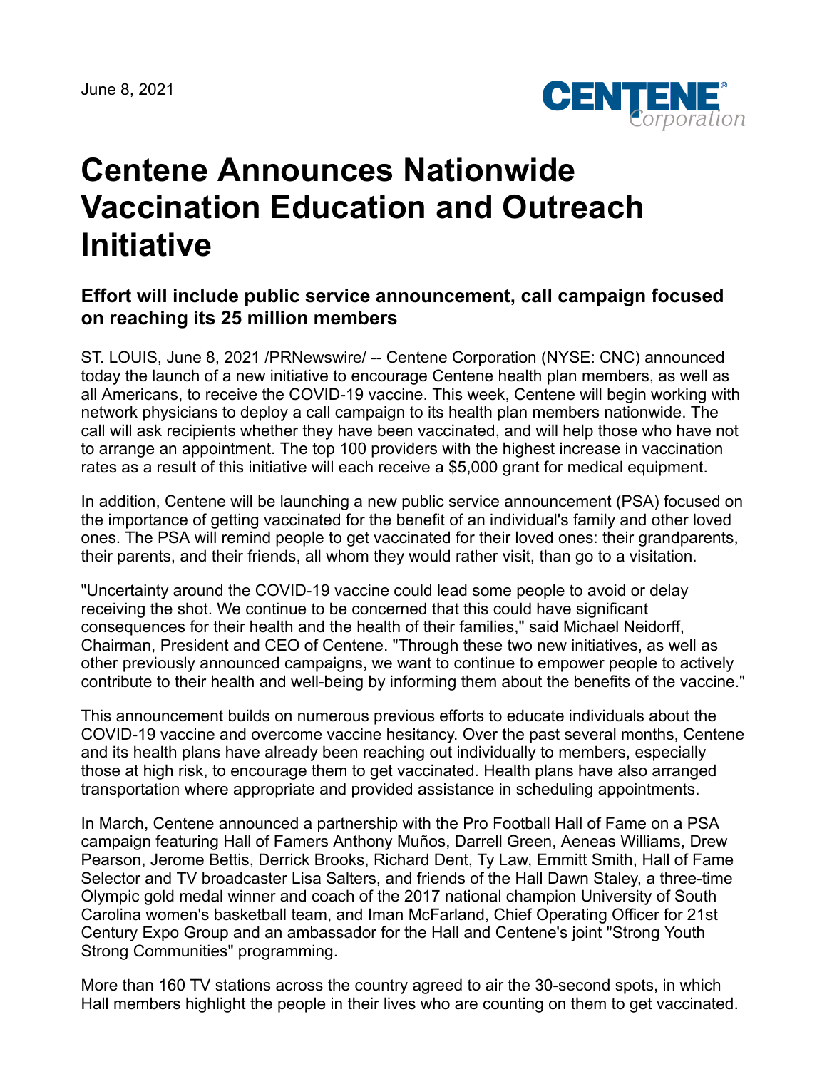June 8, 2021

# Centene Announces Nationwide Vaccination Education and Outreach Initiative

### Effort will include public service announcement, call campaign focused on reaching its 25 million members

ST. LOUIS, June 8, 2021 /PRNewswire/ -- Centene Corporation (NYSE: CNC) announced today the launch of a new initiative to encourage Centene health plan members, as well as all Americans, to receive the COVID-19 vaccine. This week, Centene will begin working with network physicians to deploy a call campaign to its health plan members nationwide. The call will ask recipients whether they have been vaccinated, and will help those who have not to arrange an appointment. The top 100 providers with the highest increase in vaccination rates as a result of this initiative will each receive a $5,000 grant for medical equipment.

In addition, Centene will be launching a new public service announcement (PSA) focused on the importance of getting vaccinated for the benefit of an individual's family and other loved ones. The PSA will remind people to get vaccinated for their loved ones: their grandparents, their parents, and their friends, all whom they would rather visit, than go to a visitation.

"Uncertainty around the COVID-19 vaccine could lead some people to avoid or delay receiving the shot. We continue to be concerned that this could have significant consequences for their health and the health of their families," said Michael Neidorff, Chairman, President and CEO of Centene. "Through these two new initiatives, as well as other previously announced campaigns, we want to continue to empower people to actively contribute to their health and well-being by informing them about the benefits of the vaccine."

This announcement builds on numerous previous efforts to educate individuals about the COVID-19 vaccine and overcome vaccine hesitancy. Over the past several months, Centene and its health plans have already been reaching out individually to members, especially those at high risk, to encourage them to get vaccinated. Health plans have also arranged transportation where appropriate and provided assistance in scheduling appointments.

In March, Centene announced a partnership with the Pro Football Hall of Fame on a PSA campaign featuring Hall of Famers Anthony Muños, Darrell Green, Aeneas Williams, Drew Pearson, Jerome Bettis, Derrick Brooks, Richard Dent, Ty Law, Emmitt Smith, Hall of Fame Selector and TV broadcaster Lisa Salters, and friends of the Hall Dawn Staley, a three-time Olympic gold medal winner and coach of the 2017 national champion University of South Carolina women's basketball team, and Iman McFarland, Chief Operating Officer for 21st Century Expo Group and an ambassador for the Hall and Centene's joint "Strong Youth Strong Communities" programming.

More than 160 TV stations across the country agreed to air the 30-second spots, in which Hall members highlight the people in their lives who are counting on them to get vaccinated.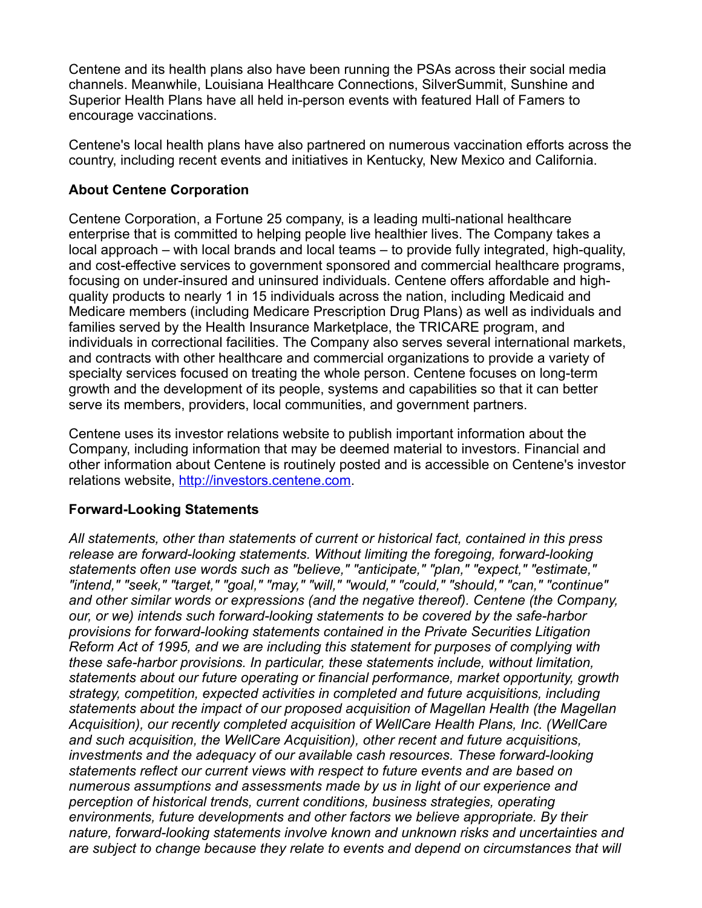Centene and its health plans also have been running the PSAs across their social media channels. Meanwhile, Louisiana Healthcare Connections, SilverSummit, Sunshine and Superior Health Plans have all held in-person events with featured Hall of Famers to encourage vaccinations.

Centene's local health plans have also partnered on numerous vaccination efforts across the country, including recent events and initiatives in Kentucky, New Mexico and California.

**About Centene Corporation**

Centene Corporation, a Fortune 25 company, is a leading multi-national healthcare enterprise that is committed to helping people live healthier lives. The Company takes a local approach – with local brands and local teams – to provide fully integrated, high-quality, and cost-effective services to government sponsored and commercial healthcare programs, focusing on under-insured and uninsured individuals. Centene offers affordable and high-quality products to nearly 1 in 15 individuals across the nation, including Medicaid and Medicare members (including Medicare Prescription Drug Plans) as well as individuals and families served by the Health Insurance Marketplace, the TRICARE program, and individuals in correctional facilities. The Company also serves several international markets, and contracts with other healthcare and commercial organizations to provide a variety of specialty services focused on treating the whole person. Centene focuses on long-term growth and the development of its people, systems and capabilities so that it can better serve its members, providers, local communities, and government partners.

Centene uses its investor relations website to publish important information about the Company, including information that may be deemed material to investors. Financial and other information about Centene is routinely posted and is accessible on Centene's investor relations website, http://investors.centene.com.

**Forward-Looking Statements**

*All statements, other than statements of current or historical fact, contained in this press release are forward-looking statements. Without limiting the foregoing, forward-looking statements often use words such as "believe," "anticipate," "plan," "expect," "estimate," "intend," "seek," "target," "goal," "may," "will," "would," "could," "should," "can," "continue" and other similar words or expressions (and the negative thereof). Centene (the Company, our, or we) intends such forward-looking statements to be covered by the safe-harbor provisions for forward-looking statements contained in the Private Securities Litigation Reform Act of 1995, and we are including this statement for purposes of complying with these safe-harbor provisions. In particular, these statements include, without limitation, statements about our future operating or financial performance, market opportunity, growth strategy, competition, expected activities in completed and future acquisitions, including statements about the impact of our proposed acquisition of Magellan Health (the Magellan Acquisition), our recently completed acquisition of WellCare Health Plans, Inc. (WellCare and such acquisition, the WellCare Acquisition), other recent and future acquisitions, investments and the adequacy of our available cash resources. These forward-looking statements reflect our current views with respect to future events and are based on numerous assumptions and assessments made by us in light of our experience and perception of historical trends, current conditions, business strategies, operating environments, future developments and other factors we believe appropriate. By their nature, forward-looking statements involve known and unknown risks and uncertainties and are subject to change because they relate to events and depend on circumstances that will*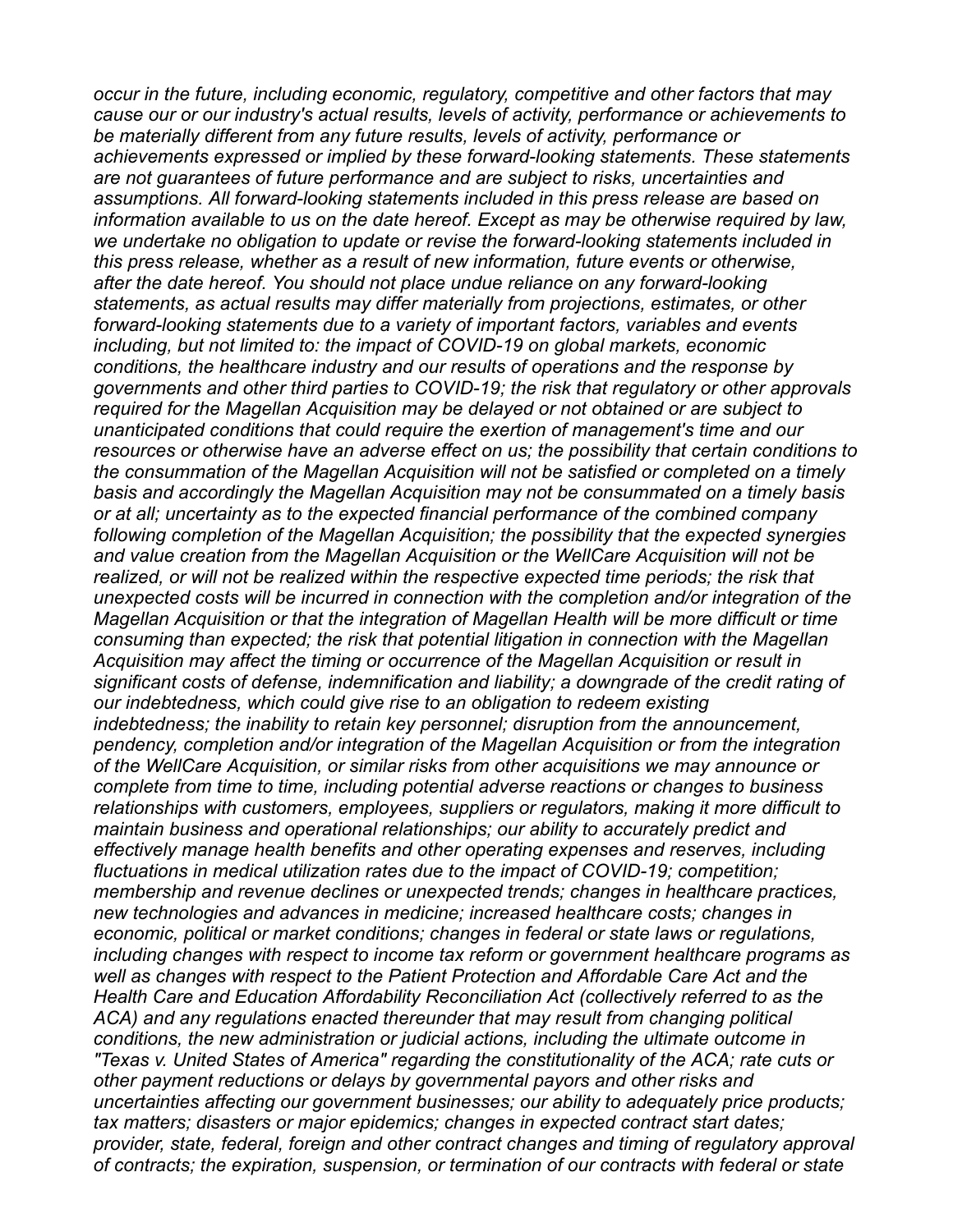*occur in the future, including economic, regulatory, competitive and other factors that may cause our or our industry's actual results, levels of activity, performance or achievements to be materially different from any future results, levels of activity, performance or achievements expressed or implied by these forward-looking statements. These statements are not guarantees of future performance and are subject to risks, uncertainties and assumptions. All forward-looking statements included in this press release are based on information available to us on the date hereof. Except as may be otherwise required by law, we undertake no obligation to update or revise the forward-looking statements included in this press release, whether as a result of new information, future events or otherwise, after the date hereof. You should not place undue reliance on any forward-looking statements, as actual results may differ materially from projections, estimates, or other forward-looking statements due to a variety of important factors, variables and events including, but not limited to: the impact of COVID-19 on global markets, economic conditions, the healthcare industry and our results of operations and the response by governments and other third parties to COVID-19; the risk that regulatory or other approvals required for the Magellan Acquisition may be delayed or not obtained or are subject to unanticipated conditions that could require the exertion of management's time and our resources or otherwise have an adverse effect on us; the possibility that certain conditions to the consummation of the Magellan Acquisition will not be satisfied or completed on a timely basis and accordingly the Magellan Acquisition may not be consummated on a timely basis or at all; uncertainty as to the expected financial performance of the combined company following completion of the Magellan Acquisition; the possibility that the expected synergies and value creation from the Magellan Acquisition or the WellCare Acquisition will not be realized, or will not be realized within the respective expected time periods; the risk that unexpected costs will be incurred in connection with the completion and/or integration of the Magellan Acquisition or that the integration of Magellan Health will be more difficult or time consuming than expected; the risk that potential litigation in connection with the Magellan Acquisition may affect the timing or occurrence of the Magellan Acquisition or result in significant costs of defense, indemnification and liability; a downgrade of the credit rating of our indebtedness, which could give rise to an obligation to redeem existing indebtedness; the inability to retain key personnel; disruption from the announcement, pendency, completion and/or integration of the Magellan Acquisition or from the integration of the WellCare Acquisition, or similar risks from other acquisitions we may announce or complete from time to time, including potential adverse reactions or changes to business relationships with customers, employees, suppliers or regulators, making it more difficult to maintain business and operational relationships; our ability to accurately predict and effectively manage health benefits and other operating expenses and reserves, including fluctuations in medical utilization rates due to the impact of COVID-19; competition; membership and revenue declines or unexpected trends; changes in healthcare practices, new technologies and advances in medicine; increased healthcare costs; changes in economic, political or market conditions; changes in federal or state laws or regulations, including changes with respect to income tax reform or government healthcare programs as well as changes with respect to the Patient Protection and Affordable Care Act and the Health Care and Education Affordability Reconciliation Act (collectively referred to as the ACA) and any regulations enacted thereunder that may result from changing political conditions, the new administration or judicial actions, including the ultimate outcome in "Texas v. United States of America" regarding the constitutionality of the ACA; rate cuts or other payment reductions or delays by governmental payors and other risks and uncertainties affecting our government businesses; our ability to adequately price products; tax matters; disasters or major epidemics; changes in expected contract start dates; provider, state, federal, foreign and other contract changes and timing of regulatory approval of contracts; the expiration, suspension, or termination of our contracts with federal or state*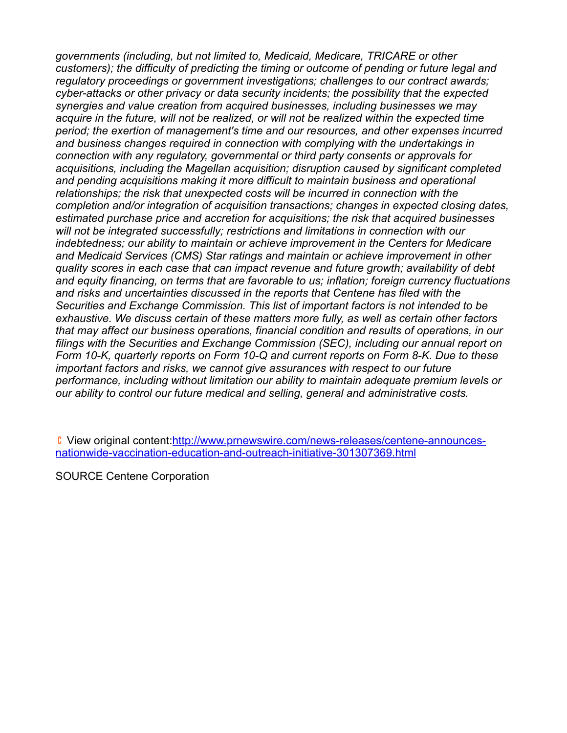*governments (including, but not limited to, Medicaid, Medicare, TRICARE or other customers); the difficulty of predicting the timing or outcome of pending or future legal and regulatory proceedings or government investigations; challenges to our contract awards; cyber-attacks or other privacy or data security incidents; the possibility that the expected synergies and value creation from acquired businesses, including businesses we may acquire in the future, will not be realized, or will not be realized within the expected time period; the exertion of management's time and our resources, and other expenses incurred and business changes required in connection with complying with the undertakings in connection with any regulatory, governmental or third party consents or approvals for acquisitions, including the Magellan acquisition; disruption caused by significant completed and pending acquisitions making it more difficult to maintain business and operational relationships; the risk that unexpected costs will be incurred in connection with the completion and/or integration of acquisition transactions; changes in expected closing dates, estimated purchase price and accretion for acquisitions; the risk that acquired businesses will not be integrated successfully; restrictions and limitations in connection with our indebtedness; our ability to maintain or achieve improvement in the Centers for Medicare and Medicaid Services (CMS) Star ratings and maintain or achieve improvement in other quality scores in each case that can impact revenue and future growth; availability of debt and equity financing, on terms that are favorable to us; inflation; foreign currency fluctuations and risks and uncertainties discussed in the reports that Centene has filed with the Securities and Exchange Commission. This list of important factors is not intended to be exhaustive. We discuss certain of these matters more fully, as well as certain other factors that may affect our business operations, financial condition and results of operations, in our filings with the Securities and Exchange Commission (SEC), including our annual report on Form 10-K, quarterly reports on Form 10-Q and current reports on Form 8-K. Due to these important factors and risks, we cannot give assurances with respect to our future performance, including without limitation our ability to maintain adequate premium levels or our ability to control our future medical and selling, general and administrative costs.*

View original content:[http://www.prnewswire.com/news-releases/centene-announces-nationwide-vaccination-education-and-outreach-initiative-301307369.html](http://www.prnewswire.com/news-releases/centene-announces-nationwide-vaccination-education-and-outreach-initiative-301307369.html)

SOURCE Centene Corporation